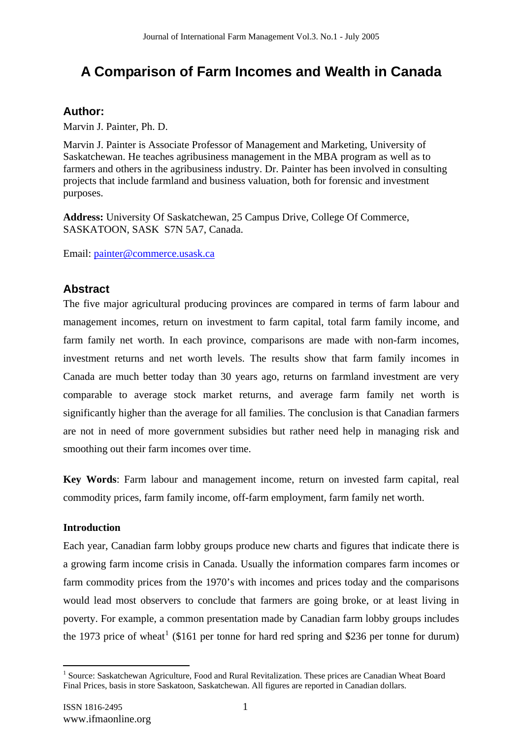# A Comparison of Farm Incomes and Wealth in Canada

## Author:

Marvin J. Painter, Ph. D.

Marvin J. Painter is Associate Professor of Management and Marketing, University of Saskatchewan. He teaches agribusiness management in the MBA program as well as to farmers and others in the agribusiness industry. Dr. Painter has been involved in consulting projects that include farmland and business valuation, both for forensic and investment purposes.

**Address:** University Of Saskatchewan, 25 Campus Drive, College Of Commerce, SASKATOON, SASK S7N 5A7, Canada.

Email: painter@commerce.usask.ca

## Abstract

The five major agricultural producing provinces are compared in terms of farm labour and management incomes, return on investment to farm capital, total farm family income, and farm family net worth. In each province, comparisons are made with non-farm incomes, investment returns and net worth levels. The results show that farm family incomes in Canada are much better today than 30 years ago, returns on farmland investment are very comparable to average stock market returns, and average farm family net worth is significantly higher than the average for all families. The conclusion is that Canadian farmers are not in need of more government subsidies but rather need help in managing risk and smoothing out their farm incomes over time.

**Key Words**: Farm labour and management income, return on invested farm capital, real commodity prices, farm family income, off-farm employment, farm family net worth.

**Introduction**

Each year, Canadian farm lobby groups produce new charts and figures that indicate there is a growing farm income crisis in Canada. Usually the information compares farm incomes or farm commodity prices from the 1970's with incomes and prices today and the comparisons would lead most observers to conclude that farmers are going broke, or at least living in poverty. For example, a common presentation made by Canadian farm lobby groups includes the 1973 price of wheat[1] ($161 per tonne for hard red spring and $236 per tonne for durum)

[1] Source: Saskatchewan Agriculture, Food and Rural Revitalization. These prices are Canadian Wheat Board Final Prices, basis in store Saskatoon, Saskatchewan. All figures are reported in Canadian dollars.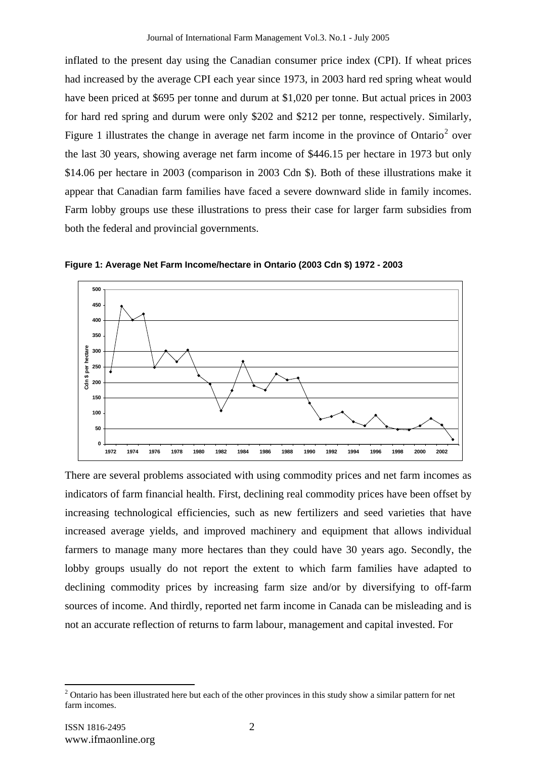inflated to the present day using the Canadian consumer price index (CPI). If wheat prices had increased by the average CPI each year since 1973, in 2003 hard red spring wheat would have been priced at \$695 per tonne and durum at \$1,020 per tonne. But actual prices in 2003 for hard red spring and durum were only \$202 and \$212 per tonne, respectively. Similarly, Figure 1 illustrates the change in average net farm income in the province of Ontario[2] over the last 30 years, showing average net farm income of \$446.15 per hectare in 1973 but only \$14.06 per hectare in 2003 (comparison in 2003 Cdn \$). Both of these illustrations make it appear that Canadian farm families have faced a severe downward slide in family incomes. Farm lobby groups use these illustrations to press their case for larger farm subsidies from both the federal and provincial governments.

**Figure 1: Average Net Farm Income/hectare in Ontario (2003 Cdn \$) 1972 - 2003**

There are several problems associated with using commodity prices and net farm incomes as indicators of farm financial health. First, declining real commodity prices have been offset by increasing technological efficiencies, such as new fertilizers and seed varieties that have increased average yields, and improved machinery and equipment that allows individual farmers to manage many more hectares than they could have 30 years ago. Secondly, the lobby groups usually do not report the extent to which farm families have adapted to declining commodity prices by increasing farm size and/or by diversifying to off-farm sources of income. And thirdly, reported net farm income in Canada can be misleading and is not an accurate reflection of returns to farm labour, management and capital invested. For

[2] Ontario has been illustrated here but each of the other provinces in this study show a similar pattern for net farm incomes.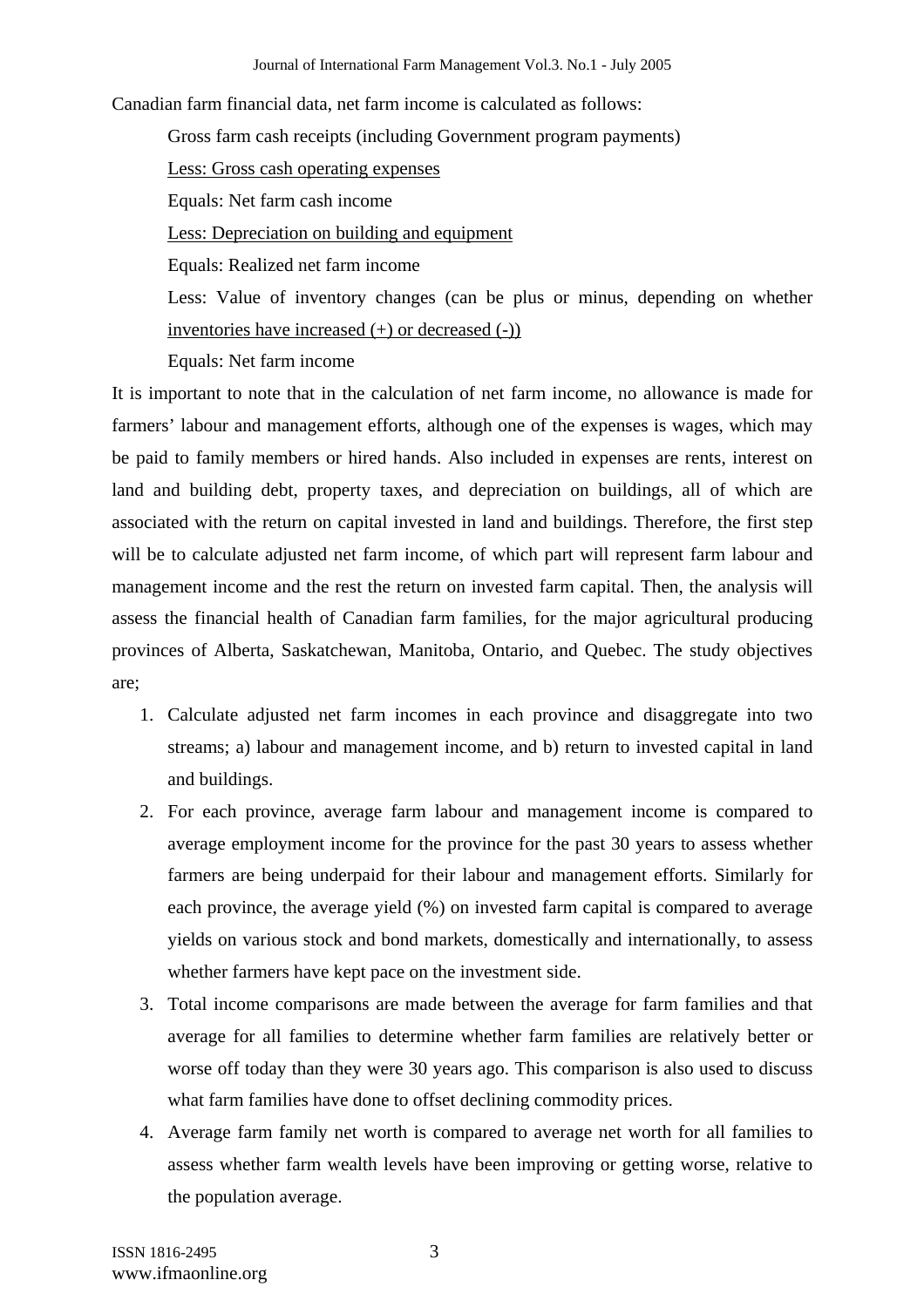Canadian farm financial data, net farm income is calculated as follows:

> Gross farm cash receipts (including Government program payments)
>
> <u>Less: Gross cash operating expenses</u>
>
> Equals: Net farm cash income
>
> <u>Less: Depreciation on building and equipment</u>
>
> Equals: Realized net farm income
>
> Less: Value of inventory changes (can be plus or minus, depending on whether <u>inventories have increased (+) or decreased (-))</u>
>
> Equals: Net farm income

It is important to note that in the calculation of net farm income, no allowance is made for farmers' labour and management efforts, although one of the expenses is wages, which may be paid to family members or hired hands. Also included in expenses are rents, interest on land and building debt, property taxes, and depreciation on buildings, all of which are associated with the return on capital invested in land and buildings. Therefore, the first step will be to calculate adjusted net farm income, of which part will represent farm labour and management income and the rest the return on invested farm capital. Then, the analysis will assess the financial health of Canadian farm families, for the major agricultural producing provinces of Alberta, Saskatchewan, Manitoba, Ontario, and Quebec. The study objectives are;

1. Calculate adjusted net farm incomes in each province and disaggregate into two streams; a) labour and management income, and b) return to invested capital in land and buildings.
2. For each province, average farm labour and management income is compared to average employment income for the province for the past 30 years to assess whether farmers are being underpaid for their labour and management efforts. Similarly for each province, the average yield (%) on invested farm capital is compared to average yields on various stock and bond markets, domestically and internationally, to assess whether farmers have kept pace on the investment side.
3. Total income comparisons are made between the average for farm families and that average for all families to determine whether farm families are relatively better or worse off today than they were 30 years ago. This comparison is also used to discuss what farm families have done to offset declining commodity prices.
4. Average farm family net worth is compared to average net worth for all families to assess whether farm wealth levels have been improving or getting worse, relative to the population average.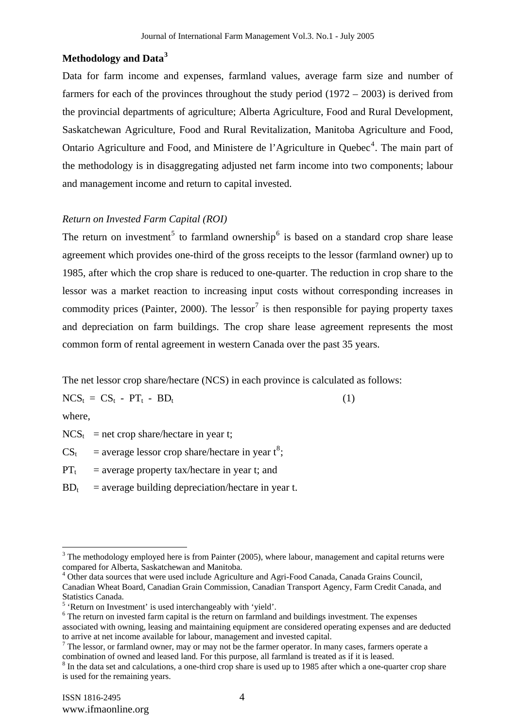## Methodology and Data[3]

Data for farm income and expenses, farmland values, average farm size and number of farmers for each of the provinces throughout the study period (1972 – 2003) is derived from the provincial departments of agriculture; Alberta Agriculture, Food and Rural Development, Saskatchewan Agriculture, Food and Rural Revitalization, Manitoba Agriculture and Food, Ontario Agriculture and Food, and Ministere de l'Agriculture in Quebec[4]. The main part of the methodology is in disaggregating adjusted net farm income into two components; labour and management income and return to capital invested.

### *Return on Invested Farm Capital (ROI)*

The return on investment[5] to farmland ownership[6] is based on a standard crop share lease agreement which provides one-third of the gross receipts to the lessor (farmland owner) up to 1985, after which the crop share is reduced to one-quarter. The reduction in crop share to the lessor was a market reaction to increasing input costs without corresponding increases in commodity prices (Painter, 2000). The lessor[7] is then responsible for paying property taxes and depreciation on farm buildings. The crop share lease agreement represents the most common form of rental agreement in western Canada over the past 35 years.

The net lessor crop share/hectare (NCS) in each province is calculated as follows:

$$NCS_t = CS_t - PT_t - BD_t \qquad (1)$$

where,

$NCS_t$ = net crop share/hectare in year t;

$CS_t$ = average lessor crop share/hectare in year t[8];

$PT_t$ = average property tax/hectare in year t; and

$BD_t$ = average building depreciation/hectare in year t.

---

[3] The methodology employed here is from Painter (2005), where labour, management and capital returns were compared for Alberta, Saskatchewan and Manitoba.

[4] Other data sources that were used include Agriculture and Agri-Food Canada, Canada Grains Council, Canadian Wheat Board, Canadian Grain Commission, Canadian Transport Agency, Farm Credit Canada, and Statistics Canada.

[5] 'Return on Investment' is used interchangeably with 'yield'.

[6] The return on invested farm capital is the return on farmland and buildings investment. The expenses associated with owning, leasing and maintaining equipment are considered operating expenses and are deducted to arrive at net income available for labour, management and invested capital.

[7] The lessor, or farmland owner, may or may not be the farmer operator. In many cases, farmers operate a combination of owned and leased land. For this purpose, all farmland is treated as if it is leased.

[8] In the data set and calculations, a one-third crop share is used up to 1985 after which a one-quarter crop share is used for the remaining years.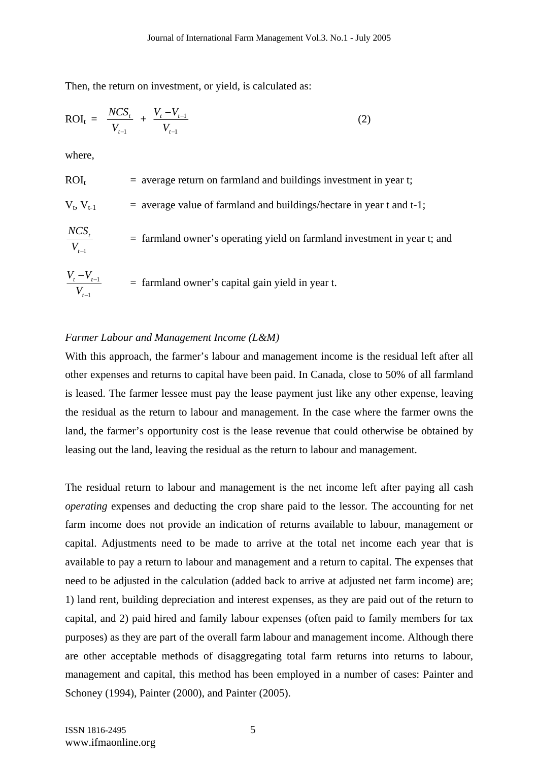Then, the return on investment, or yield, is calculated as:

$$ROI_t = \frac{NCS_t}{V_{t-1}} + \frac{V_t - V_{t-1}}{V_{t-1}} \qquad (2)$$

where,

$ROI_t$ = average return on farmland and buildings investment in year t;

$V_t$, $V_{t-1}$ = average value of farmland and buildings/hectare in year t and t-1;

$\frac{NCS_t}{V_{t-1}}$ = farmland owner's operating yield on farmland investment in year t; and

$\frac{V_t - V_{t-1}}{V_{t-1}}$ = farmland owner's capital gain yield in year t.

*Farmer Labour and Management Income (L&M)*

With this approach, the farmer's labour and management income is the residual left after all other expenses and returns to capital have been paid. In Canada, close to 50% of all farmland is leased. The farmer lessee must pay the lease payment just like any other expense, leaving the residual as the return to labour and management. In the case where the farmer owns the land, the farmer's opportunity cost is the lease revenue that could otherwise be obtained by leasing out the land, leaving the residual as the return to labour and management.

The residual return to labour and management is the net income left after paying all cash *operating* expenses and deducting the crop share paid to the lessor. The accounting for net farm income does not provide an indication of returns available to labour, management or capital. Adjustments need to be made to arrive at the total net income each year that is available to pay a return to labour and management and a return to capital. The expenses that need to be adjusted in the calculation (added back to arrive at adjusted net farm income) are; 1) land rent, building depreciation and interest expenses, as they are paid out of the return to capital, and 2) paid hired and family labour expenses (often paid to family members for tax purposes) as they are part of the overall farm labour and management income. Although there are other acceptable methods of disaggregating total farm returns into returns to labour, management and capital, this method has been employed in a number of cases: Painter and Schoney (1994), Painter (2000), and Painter (2005).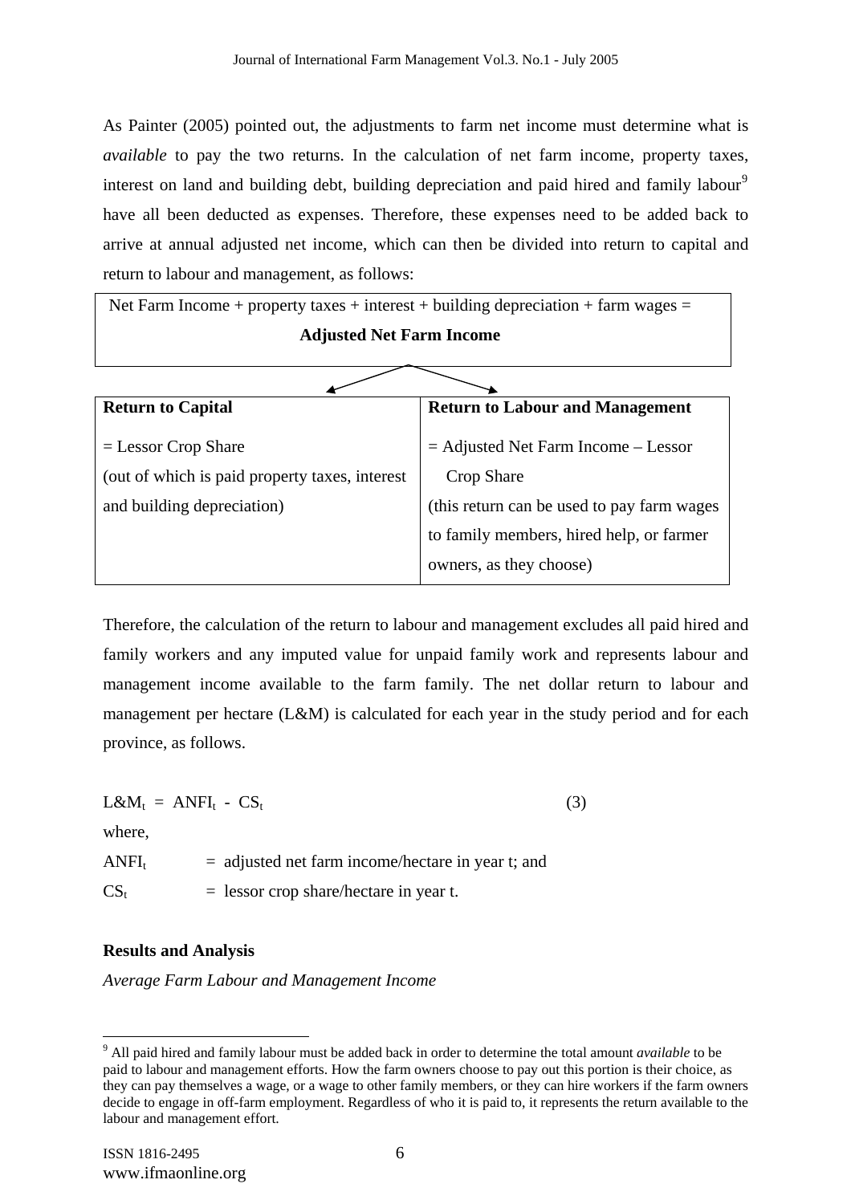As Painter (2005) pointed out, the adjustments to farm net income must determine what is *available* to pay the two returns. In the calculation of net farm income, property taxes, interest on land and building debt, building depreciation and paid hired and family labour[9] have all been deducted as expenses. Therefore, these expenses need to be added back to arrive at annual adjusted net income, which can then be divided into return to capital and return to labour and management, as follows:

Net Farm Income + property taxes + interest + building depreciation + farm wages =
**Adjusted Net Farm Income**

| **Return to Capital** | **Return to Labour and Management** |
|---|---|
| = Lessor Crop Share (out of which is paid property taxes, interest and building depreciation) | = Adjusted Net Farm Income – Lessor Crop Share (this return can be used to pay farm wages to family members, hired help, or farmer owners, as they choose) |

Therefore, the calculation of the return to labour and management excludes all paid hired and family workers and any imputed value for unpaid family work and represents labour and management income available to the farm family. The net dollar return to labour and management per hectare (L&M) is calculated for each year in the study period and for each province, as follows.

$$L\&M_t = ANFI_t - CS_t \qquad (3)$$

where,

$ANFI_t$ = adjusted net farm income/hectare in year t; and

$CS_t$ = lessor crop share/hectare in year t.

**Results and Analysis**

*Average Farm Labour and Management Income*

[9] All paid hired and family labour must be added back in order to determine the total amount *available* to be paid to labour and management efforts. How the farm owners choose to pay out this portion is their choice, as they can pay themselves a wage, or a wage to other family members, or they can hire workers if the farm owners decide to engage in off-farm employment. Regardless of who it is paid to, it represents the return available to the labour and management effort.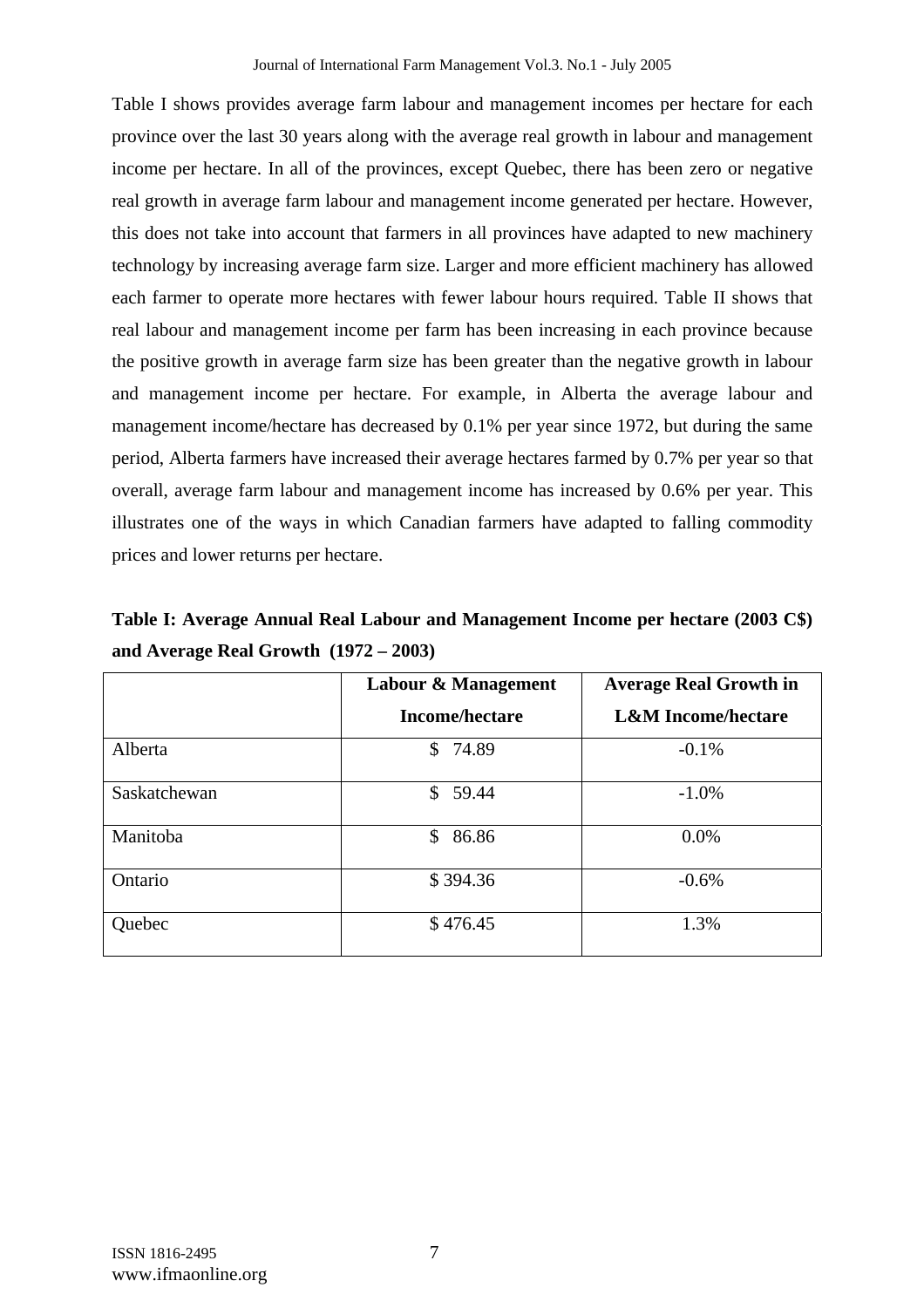Table I shows provides average farm labour and management incomes per hectare for each province over the last 30 years along with the average real growth in labour and management income per hectare. In all of the provinces, except Quebec, there has been zero or negative real growth in average farm labour and management income generated per hectare. However, this does not take into account that farmers in all provinces have adapted to new machinery technology by increasing average farm size. Larger and more efficient machinery has allowed each farmer to operate more hectares with fewer labour hours required. Table II shows that real labour and management income per farm has been increasing in each province because the positive growth in average farm size has been greater than the negative growth in labour and management income per hectare. For example, in Alberta the average labour and management income/hectare has decreased by 0.1% per year since 1972, but during the same period, Alberta farmers have increased their average hectares farmed by 0.7% per year so that overall, average farm labour and management income has increased by 0.6% per year. This illustrates one of the ways in which Canadian farmers have adapted to falling commodity prices and lower returns per hectare.

**Table I: Average Annual Real Labour and Management Income per hectare (2003 C$) and Average Real Growth (1972 – 2003)**

| | Labour & Management Income/hectare | Average Real Growth in L&M Income/hectare |
|---|---|---|
| Alberta | $ 74.89 | -0.1% |
| Saskatchewan | $ 59.44 | -1.0% |
| Manitoba | $ 86.86 | 0.0% |
| Ontario | $ 394.36 | -0.6% |
| Quebec | $ 476.45 | 1.3% |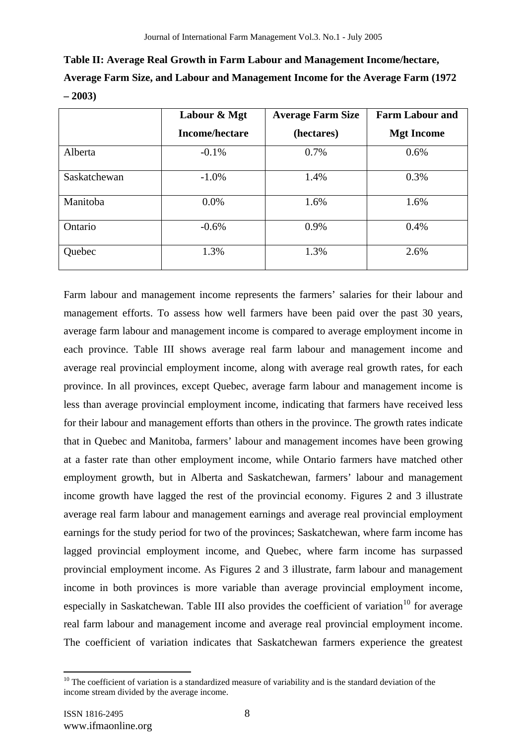**Table II: Average Real Growth in Farm Labour and Management Income/hectare, Average Farm Size, and Labour and Management Income for the Average Farm (1972 – 2003)**

| | Labour & Mgt Income/hectare | Average Farm Size (hectares) | Farm Labour and Mgt Income |
|---|---|---|---|
| Alberta | -0.1% | 0.7% | 0.6% |
| Saskatchewan | -1.0% | 1.4% | 0.3% |
| Manitoba | 0.0% | 1.6% | 1.6% |
| Ontario | -0.6% | 0.9% | 0.4% |
| Quebec | 1.3% | 1.3% | 2.6% |

Farm labour and management income represents the farmers' salaries for their labour and management efforts. To assess how well farmers have been paid over the past 30 years, average farm labour and management income is compared to average employment income in each province. Table III shows average real farm labour and management income and average real provincial employment income, along with average real growth rates, for each province. In all provinces, except Quebec, average farm labour and management income is less than average provincial employment income, indicating that farmers have received less for their labour and management efforts than others in the province. The growth rates indicate that in Quebec and Manitoba, farmers' labour and management incomes have been growing at a faster rate than other employment income, while Ontario farmers have matched other employment growth, but in Alberta and Saskatchewan, farmers' labour and management income growth have lagged the rest of the provincial economy. Figures 2 and 3 illustrate average real farm labour and management earnings and average real provincial employment earnings for the study period for two of the provinces; Saskatchewan, where farm income has lagged provincial employment income, and Quebec, where farm income has surpassed provincial employment income. As Figures 2 and 3 illustrate, farm labour and management income in both provinces is more variable than average provincial employment income, especially in Saskatchewan. Table III also provides the coefficient of variation[10] for average real farm labour and management income and average real provincial employment income. The coefficient of variation indicates that Saskatchewan farmers experience the greatest

[10] The coefficient of variation is a standardized measure of variability and is the standard deviation of the income stream divided by the average income.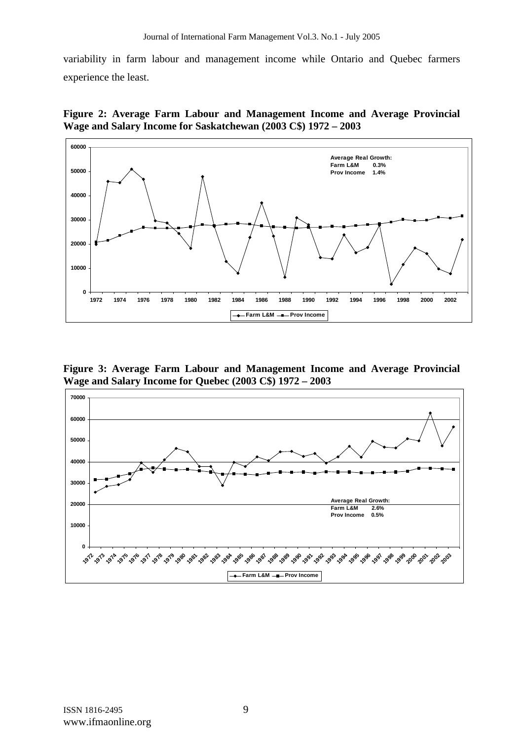variability in farm labour and management income while Ontario and Quebec farmers experience the least.

**Figure 2: Average Farm Labour and Management Income and Average Provincial Wage and Salary Income for Saskatchewan (2003 C$) 1972 – 2003**

**Figure 3: Average Farm Labour and Management Income and Average Provincial Wage and Salary Income for Quebec (2003 C$) 1972 – 2003**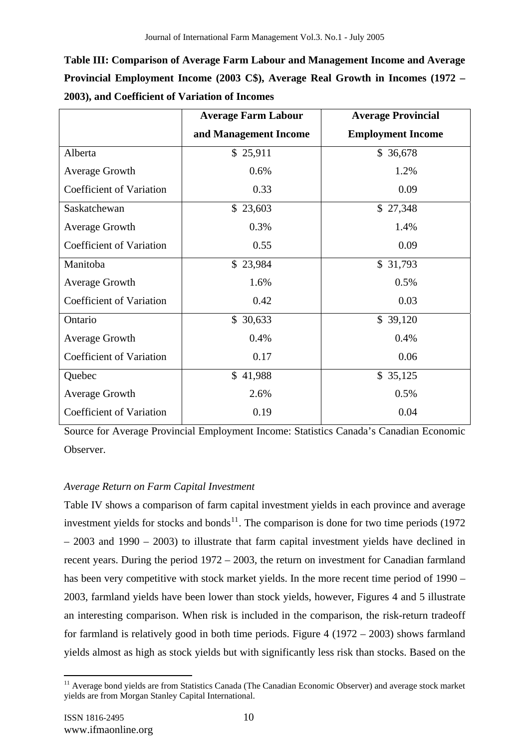**Table III: Comparison of Average Farm Labour and Management Income and Average Provincial Employment Income (2003 C$), Average Real Growth in Incomes (1972 – 2003), and Coefficient of Variation of Incomes**

| | Average Farm Labour and Management Income | Average Provincial Employment Income |
|---|---|---|
| Alberta | $ 25,911 | $ 36,678 |
| Average Growth | 0.6% | 1.2% |
| Coefficient of Variation | 0.33 | 0.09 |
| Saskatchewan | $ 23,603 | $ 27,348 |
| Average Growth | 0.3% | 1.4% |
| Coefficient of Variation | 0.55 | 0.09 |
| Manitoba | $ 23,984 | $ 31,793 |
| Average Growth | 1.6% | 0.5% |
| Coefficient of Variation | 0.42 | 0.03 |
| Ontario | $ 30,633 | $ 39,120 |
| Average Growth | 0.4% | 0.4% |
| Coefficient of Variation | 0.17 | 0.06 |
| Quebec | $ 41,988 | $ 35,125 |
| Average Growth | 2.6% | 0.5% |
| Coefficient of Variation | 0.19 | 0.04 |

Source for Average Provincial Employment Income: Statistics Canada's Canadian Economic Observer.

*Average Return on Farm Capital Investment*

Table IV shows a comparison of farm capital investment yields in each province and average investment yields for stocks and bonds[11]. The comparison is done for two time periods (1972 – 2003 and 1990 – 2003) to illustrate that farm capital investment yields have declined in recent years. During the period 1972 – 2003, the return on investment for Canadian farmland has been very competitive with stock market yields. In the more recent time period of 1990 – 2003, farmland yields have been lower than stock yields, however, Figures 4 and 5 illustrate an interesting comparison. When risk is included in the comparison, the risk-return tradeoff for farmland is relatively good in both time periods. Figure 4 (1972 – 2003) shows farmland yields almost as high as stock yields but with significantly less risk than stocks. Based on the

[11] Average bond yields are from Statistics Canada (The Canadian Economic Observer) and average stock market yields are from Morgan Stanley Capital International.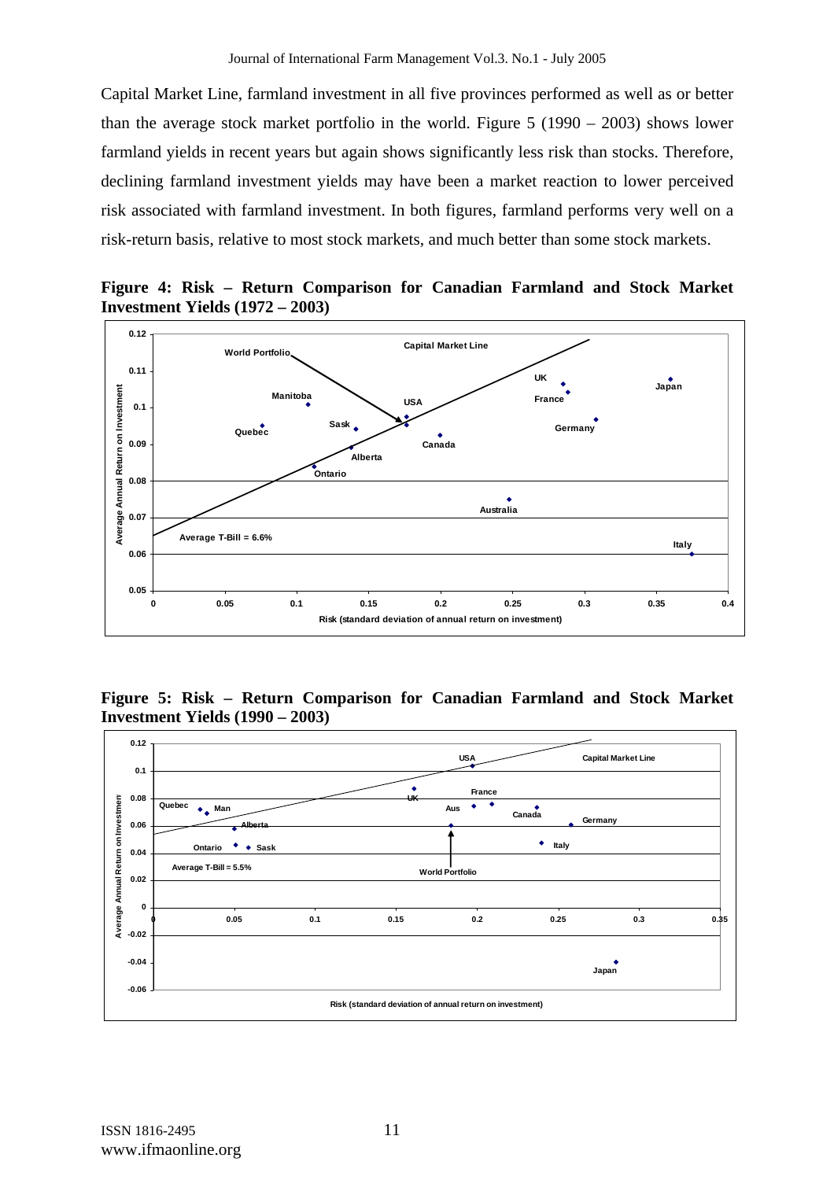Capital Market Line, farmland investment in all five provinces performed as well as or better than the average stock market portfolio in the world. Figure 5 (1990 – 2003) shows lower farmland yields in recent years but again shows significantly less risk than stocks. Therefore, declining farmland investment yields may have been a market reaction to lower perceived risk associated with farmland investment. In both figures, farmland performs very well on a risk-return basis, relative to most stock markets, and much better than some stock markets.

**Figure 4: Risk – Return Comparison for Canadian Farmland and Stock Market Investment Yields (1972 – 2003)**

**Figure 5: Risk – Return Comparison for Canadian Farmland and Stock Market Investment Yields (1990 – 2003)**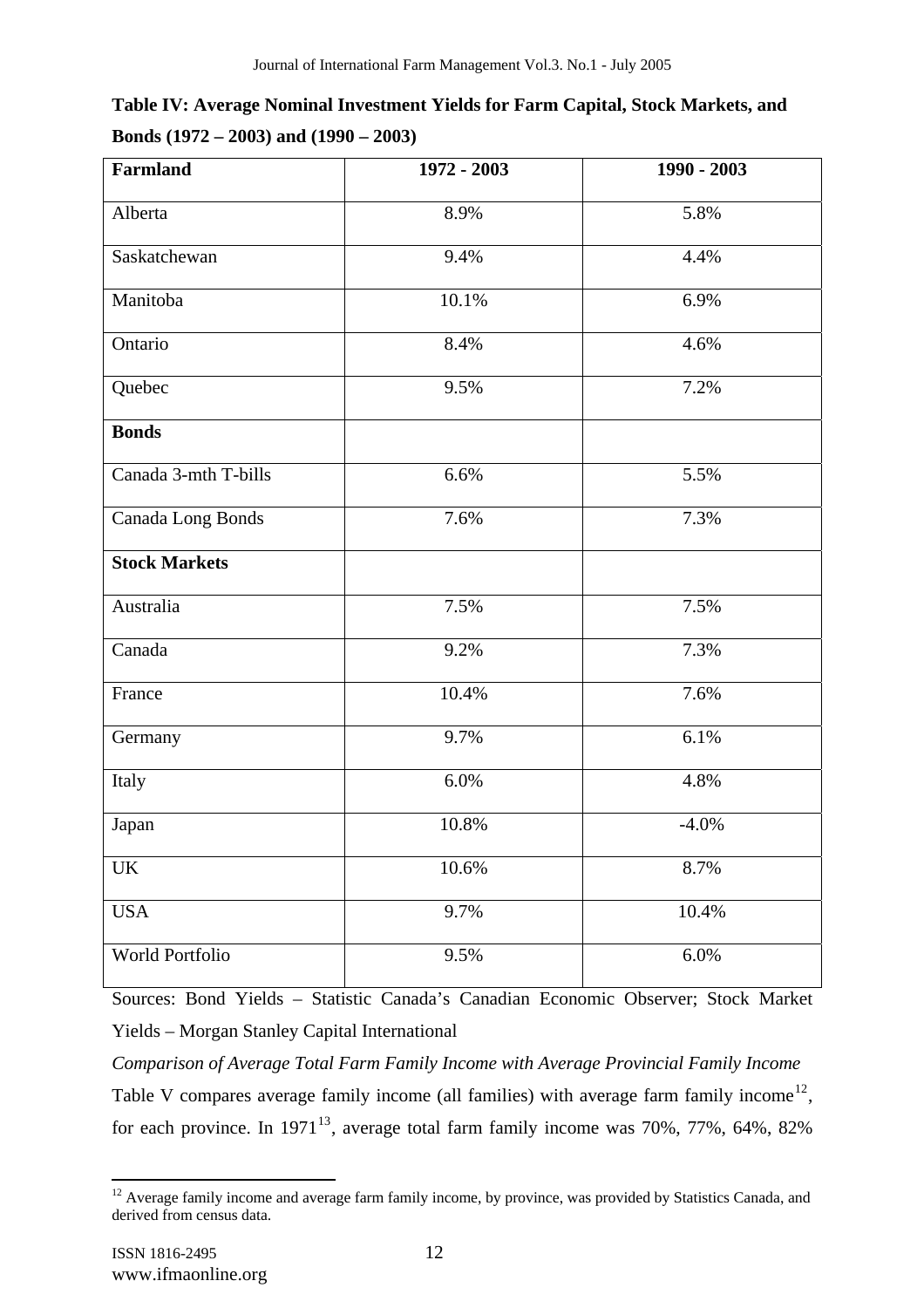**Table IV: Average Nominal Investment Yields for Farm Capital, Stock Markets, and Bonds (1972 – 2003) and (1990 – 2003)**

| **Farmland** | 1972 - 2003 | 1990 - 2003 |
|---|---|---|
| Alberta | 8.9% | 5.8% |
| Saskatchewan | 9.4% | 4.4% |
| Manitoba | 10.1% | 6.9% |
| Ontario | 8.4% | 4.6% |
| Quebec | 9.5% | 7.2% |
| **Bonds** | | |
| Canada 3-mth T-bills | 6.6% | 5.5% |
| Canada Long Bonds | 7.6% | 7.3% |
| **Stock Markets** | | |
| Australia | 7.5% | 7.5% |
| Canada | 9.2% | 7.3% |
| France | 10.4% | 7.6% |
| Germany | 9.7% | 6.1% |
| Italy | 6.0% | 4.8% |
| Japan | 10.8% | -4.0% |
| UK | 10.6% | 8.7% |
| USA | 9.7% | 10.4% |
| World Portfolio | 9.5% | 6.0% |

Sources: Bond Yields – Statistic Canada's Canadian Economic Observer; Stock Market Yields – Morgan Stanley Capital International

*Comparison of Average Total Farm Family Income with Average Provincial Family Income*

Table V compares average family income (all families) with average farm family income[12], for each province. In 1971[13], average total farm family income was 70%, 77%, 64%, 82%

[12] Average family income and average farm family income, by province, was provided by Statistics Canada, and derived from census data.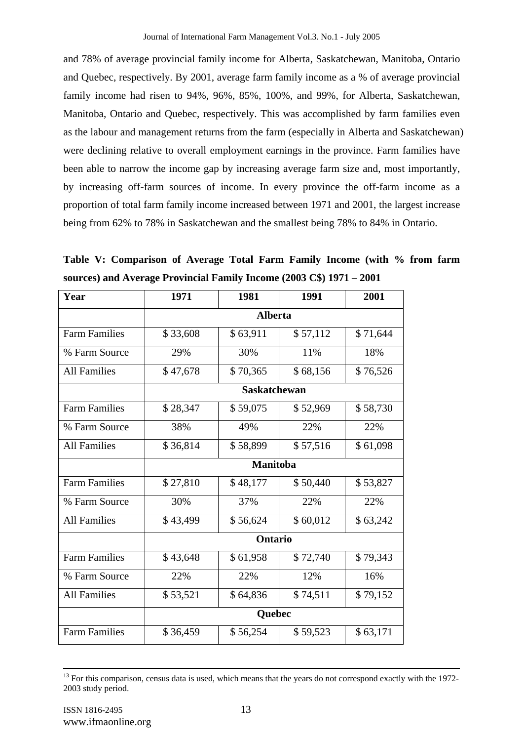and 78% of average provincial family income for Alberta, Saskatchewan, Manitoba, Ontario and Quebec, respectively. By 2001, average farm family income as a % of average provincial family income had risen to 94%, 96%, 85%, 100%, and 99%, for Alberta, Saskatchewan, Manitoba, Ontario and Quebec, respectively. This was accomplished by farm families even as the labour and management returns from the farm (especially in Alberta and Saskatchewan) were declining relative to overall employment earnings in the province. Farm families have been able to narrow the income gap by increasing average farm size and, most importantly, by increasing off-farm sources of income. In every province the off-farm income as a proportion of total farm family income increased between 1971 and 2001, the largest increase being from 62% to 78% in Saskatchewan and the smallest being 78% to 84% in Ontario.

**Table V: Comparison of Average Total Farm Family Income (with % from farm sources) and Average Provincial Family Income (2003 C$) 1971 – 2001**

| Year | 1971 | 1981 | 1991 | 2001 |
|---|---|---|---|---|
| | **Alberta** | | | |
| Farm Families | $ 33,608 | $ 63,911 | $ 57,112 | $ 71,644 |
| % Farm Source | 29% | 30% | 11% | 18% |
| All Families | $ 47,678 | $ 70,365 | $ 68,156 | $ 76,526 |
| | **Saskatchewan** | | | |
| Farm Families | $ 28,347 | $ 59,075 | $ 52,969 | $ 58,730 |
| % Farm Source | 38% | 49% | 22% | 22% |
| All Families | $ 36,814 | $ 58,899 | $ 57,516 | $ 61,098 |
| | **Manitoba** | | | |
| Farm Families | $ 27,810 | $ 48,177 | $ 50,440 | $ 53,827 |
| % Farm Source | 30% | 37% | 22% | 22% |
| All Families | $ 43,499 | $ 56,624 | $ 60,012 | $ 63,242 |
| | **Ontario** | | | |
| Farm Families | $ 43,648 | $ 61,958 | $ 72,740 | $ 79,343 |
| % Farm Source | 22% | 22% | 12% | 16% |
| All Families | $ 53,521 | $ 64,836 | $ 74,511 | $ 79,152 |
| | **Quebec** | | | |
| Farm Families | $ 36,459 | $ 56,254 | $ 59,523 | $ 63,171 |

[13] For this comparison, census data is used, which means that the years do not correspond exactly with the 1972-2003 study period.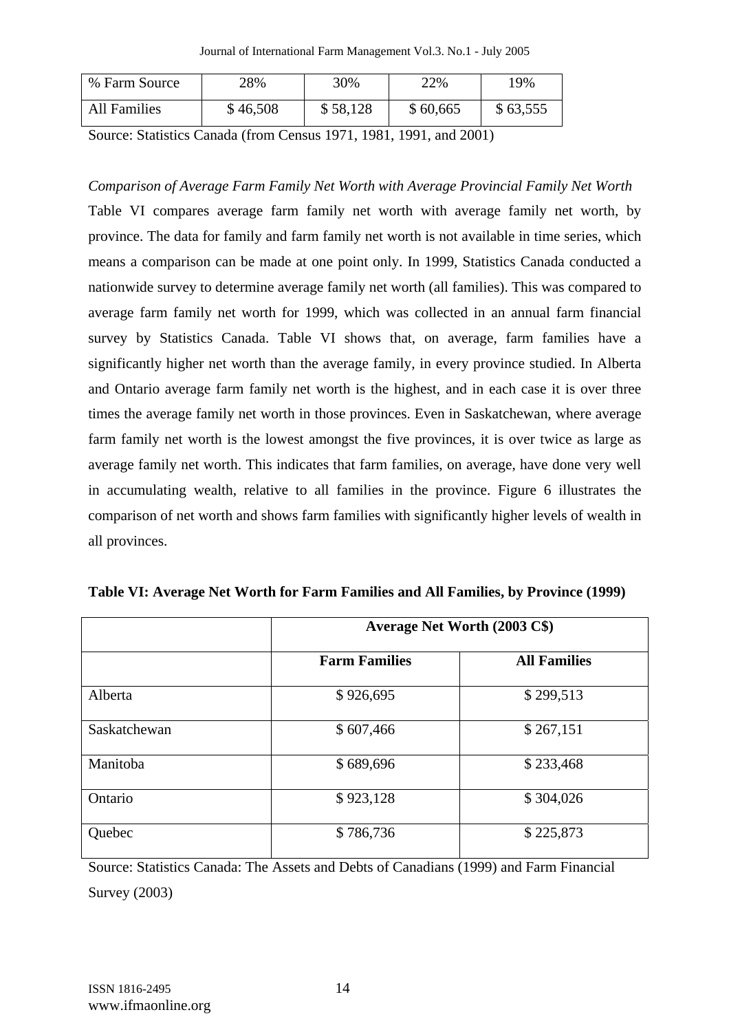| % Farm Source | 28% | 30% | 22% | 19% |
|---|---|---|---|---|
| All Families | $ 46,508 | $ 58,128 | $ 60,665 | $ 63,555 |

Source: Statistics Canada (from Census 1971, 1981, 1991, and 2001)

*Comparison of Average Farm Family Net Worth with Average Provincial Family Net Worth*

Table VI compares average farm family net worth with average family net worth, by province. The data for family and farm family net worth is not available in time series, which means a comparison can be made at one point only. In 1999, Statistics Canada conducted a nationwide survey to determine average family net worth (all families). This was compared to average farm family net worth for 1999, which was collected in an annual farm financial survey by Statistics Canada. Table VI shows that, on average, farm families have a significantly higher net worth than the average family, in every province studied. In Alberta and Ontario average farm family net worth is the highest, and in each case it is over three times the average family net worth in those provinces. Even in Saskatchewan, where average farm family net worth is the lowest amongst the five provinces, it is over twice as large as average family net worth. This indicates that farm families, on average, have done very well in accumulating wealth, relative to all families in the province. Figure 6 illustrates the comparison of net worth and shows farm families with significantly higher levels of wealth in all provinces.

**Table VI: Average Net Worth for Farm Families and All Families, by Province (1999)**

| | **Average Net Worth (2003 C$)** | |
|---|---|---|
| | **Farm Families** | **All Families** |
| Alberta | $ 926,695 | $ 299,513 |
| Saskatchewan | $ 607,466 | $ 267,151 |
| Manitoba | $ 689,696 | $ 233,468 |
| Ontario | $ 923,128 | $ 304,026 |
| Quebec | $ 786,736 | $ 225,873 |

Source: Statistics Canada: The Assets and Debts of Canadians (1999) and Farm Financial Survey (2003)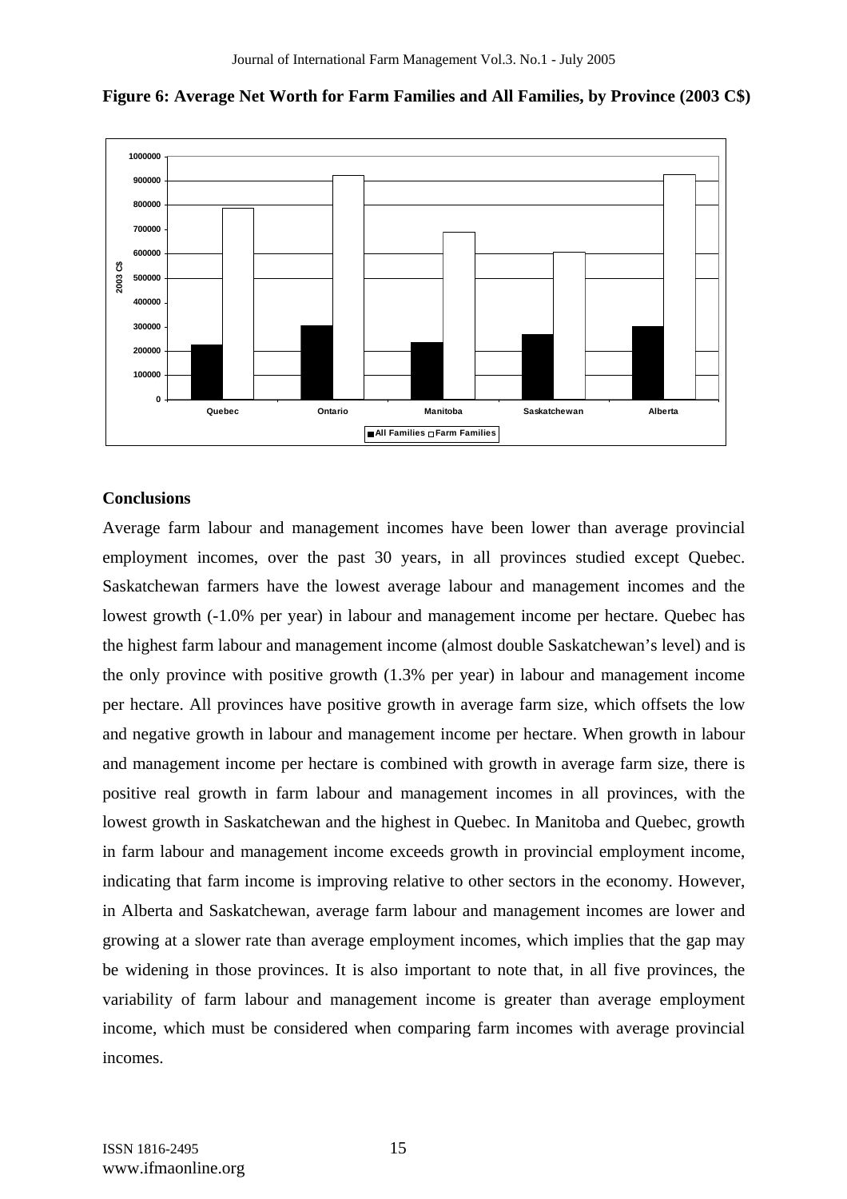**Figure 6: Average Net Worth for Farm Families and All Families, by Province (2003 C$)**

## Conclusions

Average farm labour and management incomes have been lower than average provincial employment incomes, over the past 30 years, in all provinces studied except Quebec. Saskatchewan farmers have the lowest average labour and management incomes and the lowest growth (-1.0% per year) in labour and management income per hectare. Quebec has the highest farm labour and management income (almost double Saskatchewan's level) and is the only province with positive growth (1.3% per year) in labour and management income per hectare. All provinces have positive growth in average farm size, which offsets the low and negative growth in labour and management income per hectare. When growth in labour and management income per hectare is combined with growth in average farm size, there is positive real growth in farm labour and management incomes in all provinces, with the lowest growth in Saskatchewan and the highest in Quebec. In Manitoba and Quebec, growth in farm labour and management income exceeds growth in provincial employment income, indicating that farm income is improving relative to other sectors in the economy. However, in Alberta and Saskatchewan, average farm labour and management incomes are lower and growing at a slower rate than average employment incomes, which implies that the gap may be widening in those provinces. It is also important to note that, in all five provinces, the variability of farm labour and management income is greater than average employment income, which must be considered when comparing farm incomes with average provincial incomes.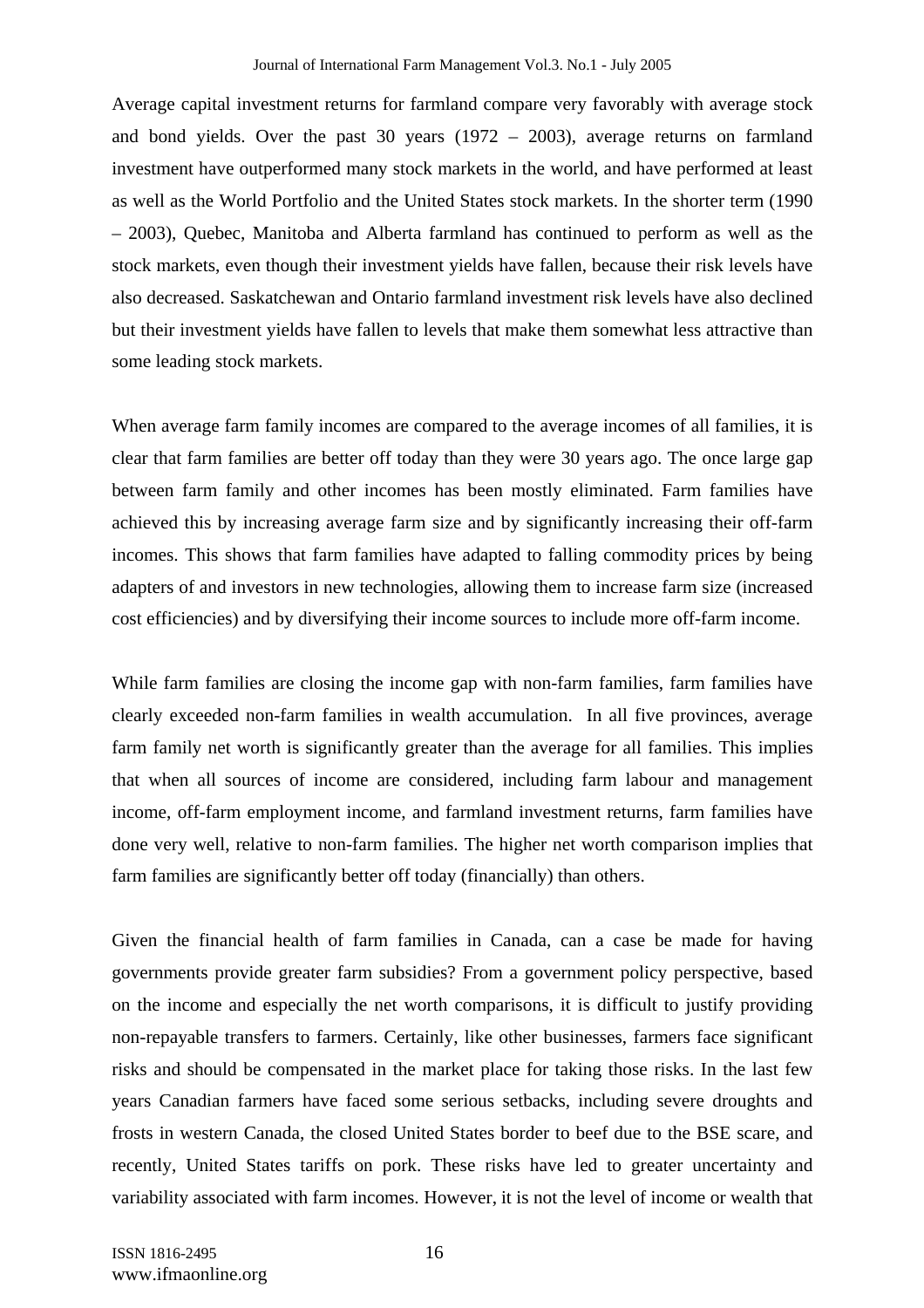Average capital investment returns for farmland compare very favorably with average stock and bond yields. Over the past 30 years (1972 – 2003), average returns on farmland investment have outperformed many stock markets in the world, and have performed at least as well as the World Portfolio and the United States stock markets. In the shorter term (1990 – 2003), Quebec, Manitoba and Alberta farmland has continued to perform as well as the stock markets, even though their investment yields have fallen, because their risk levels have also decreased. Saskatchewan and Ontario farmland investment risk levels have also declined but their investment yields have fallen to levels that make them somewhat less attractive than some leading stock markets.

When average farm family incomes are compared to the average incomes of all families, it is clear that farm families are better off today than they were 30 years ago. The once large gap between farm family and other incomes has been mostly eliminated. Farm families have achieved this by increasing average farm size and by significantly increasing their off-farm incomes. This shows that farm families have adapted to falling commodity prices by being adapters of and investors in new technologies, allowing them to increase farm size (increased cost efficiencies) and by diversifying their income sources to include more off-farm income.

While farm families are closing the income gap with non-farm families, farm families have clearly exceeded non-farm families in wealth accumulation. In all five provinces, average farm family net worth is significantly greater than the average for all families. This implies that when all sources of income are considered, including farm labour and management income, off-farm employment income, and farmland investment returns, farm families have done very well, relative to non-farm families. The higher net worth comparison implies that farm families are significantly better off today (financially) than others.

Given the financial health of farm families in Canada, can a case be made for having governments provide greater farm subsidies? From a government policy perspective, based on the income and especially the net worth comparisons, it is difficult to justify providing non-repayable transfers to farmers. Certainly, like other businesses, farmers face significant risks and should be compensated in the market place for taking those risks. In the last few years Canadian farmers have faced some serious setbacks, including severe droughts and frosts in western Canada, the closed United States border to beef due to the BSE scare, and recently, United States tariffs on pork. These risks have led to greater uncertainty and variability associated with farm incomes. However, it is not the level of income or wealth that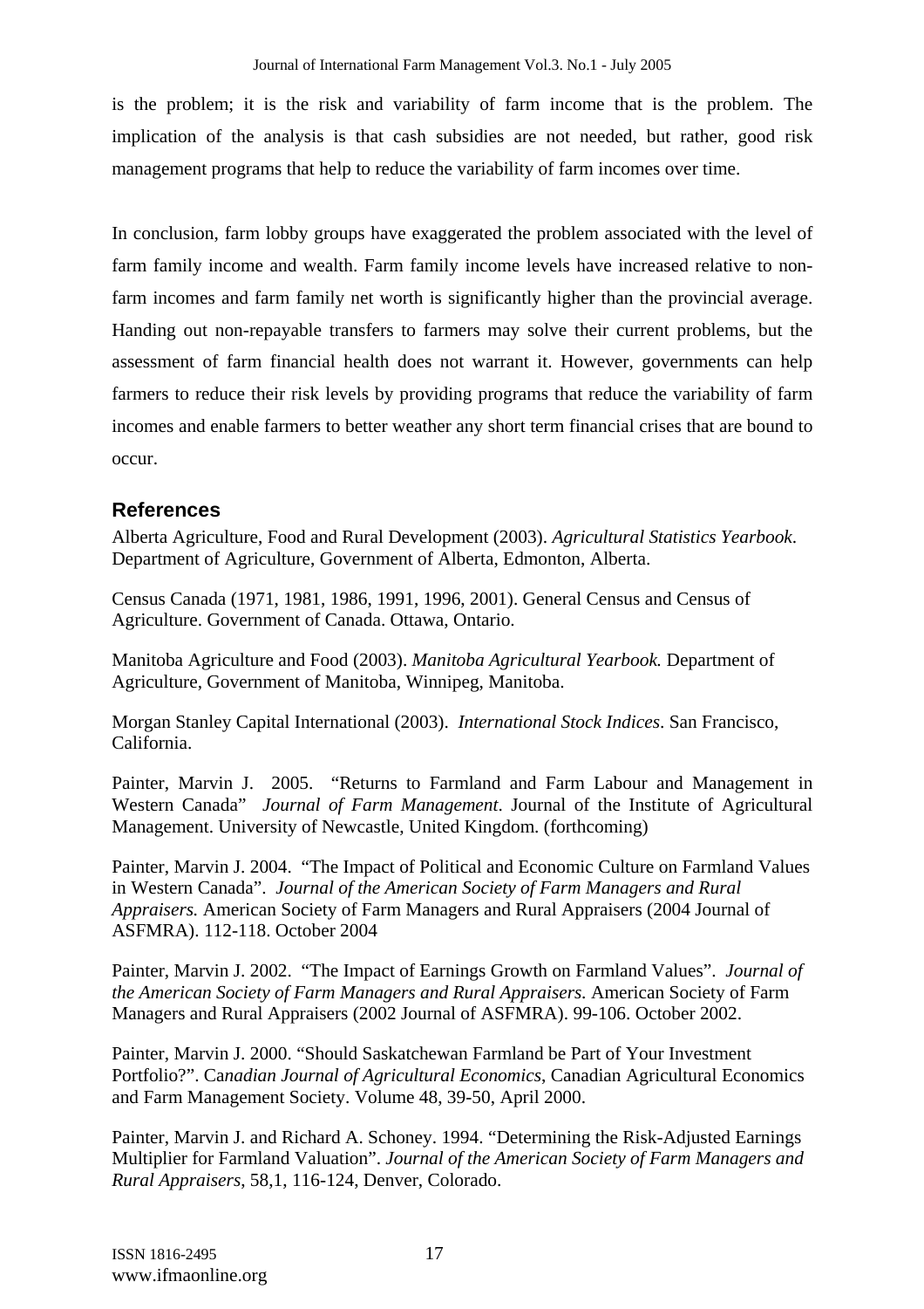is the problem; it is the risk and variability of farm income that is the problem. The implication of the analysis is that cash subsidies are not needed, but rather, good risk management programs that help to reduce the variability of farm incomes over time.

In conclusion, farm lobby groups have exaggerated the problem associated with the level of farm family income and wealth. Farm family income levels have increased relative to non-farm incomes and farm family net worth is significantly higher than the provincial average. Handing out non-repayable transfers to farmers may solve their current problems, but the assessment of farm financial health does not warrant it. However, governments can help farmers to reduce their risk levels by providing programs that reduce the variability of farm incomes and enable farmers to better weather any short term financial crises that are bound to occur.

## References

Alberta Agriculture, Food and Rural Development (2003). *Agricultural Statistics Yearbook*. Department of Agriculture, Government of Alberta, Edmonton, Alberta.

Census Canada (1971, 1981, 1986, 1991, 1996, 2001). General Census and Census of Agriculture. Government of Canada. Ottawa, Ontario.

Manitoba Agriculture and Food (2003). *Manitoba Agricultural Yearbook.* Department of Agriculture, Government of Manitoba, Winnipeg, Manitoba.

Morgan Stanley Capital International (2003). *International Stock Indices*. San Francisco, California.

Painter, Marvin J. 2005. "Returns to Farmland and Farm Labour and Management in Western Canada" *Journal of Farm Management*. Journal of the Institute of Agricultural Management. University of Newcastle, United Kingdom. (forthcoming)

Painter, Marvin J. 2004. "The Impact of Political and Economic Culture on Farmland Values in Western Canada". *Journal of the American Society of Farm Managers and Rural Appraisers.* American Society of Farm Managers and Rural Appraisers (2004 Journal of ASFMRA). 112-118. October 2004

Painter, Marvin J. 2002. "The Impact of Earnings Growth on Farmland Values". *Journal of the American Society of Farm Managers and Rural Appraisers.* American Society of Farm Managers and Rural Appraisers (2002 Journal of ASFMRA). 99-106. October 2002.

Painter, Marvin J. 2000. "Should Saskatchewan Farmland be Part of Your Investment Portfolio?". *Canadian Journal of Agricultural Economics*, Canadian Agricultural Economics and Farm Management Society. Volume 48, 39-50, April 2000.

Painter, Marvin J. and Richard A. Schoney. 1994. "Determining the Risk-Adjusted Earnings Multiplier for Farmland Valuation". *Journal of the American Society of Farm Managers and Rural Appraisers*, 58,1, 116-124, Denver, Colorado.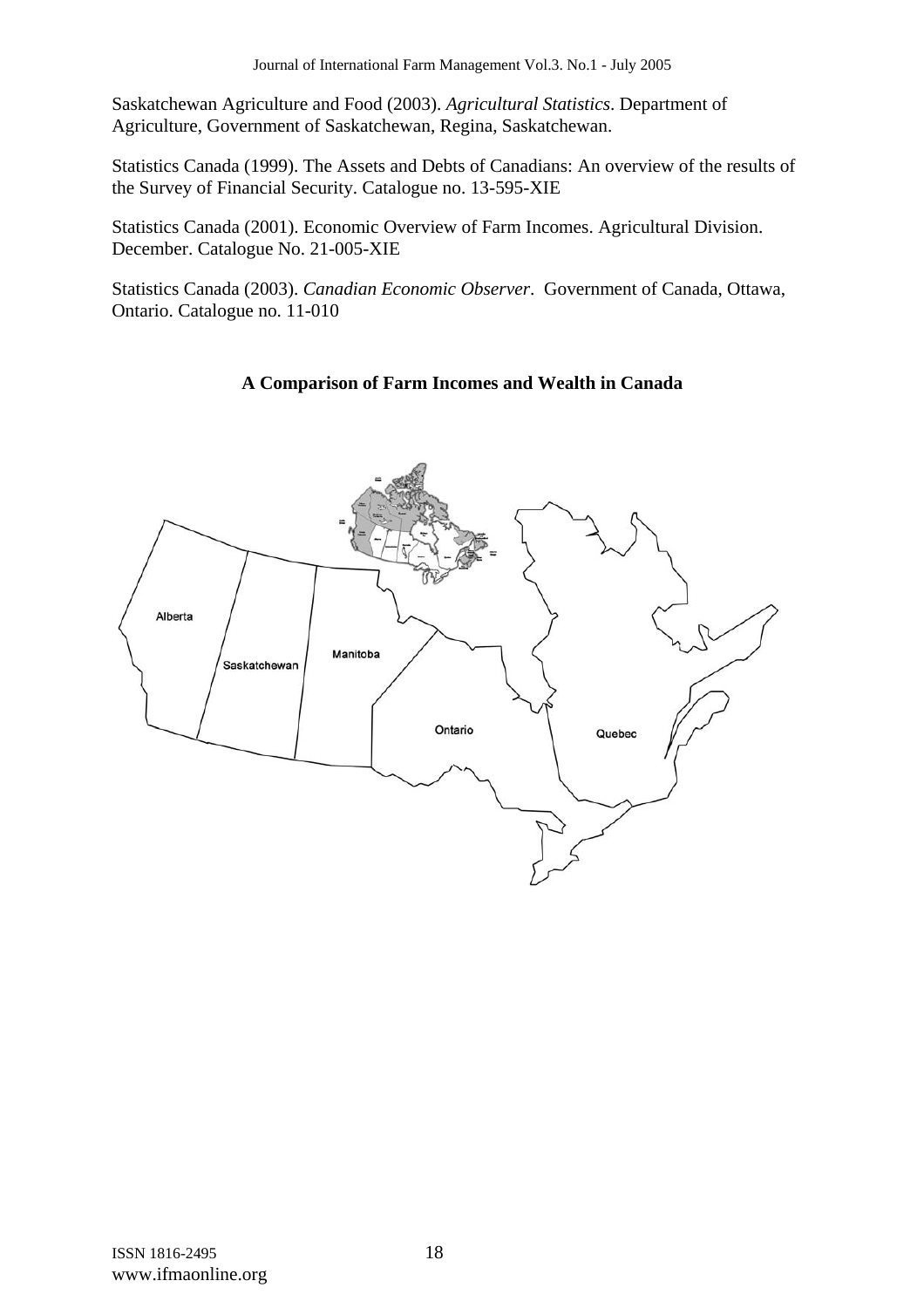Saskatchewan Agriculture and Food (2003). *Agricultural Statistics*. Department of Agriculture, Government of Saskatchewan, Regina, Saskatchewan.

Statistics Canada (1999). The Assets and Debts of Canadians: An overview of the results of the Survey of Financial Security. Catalogue no. 13-595-XIE

Statistics Canada (2001). Economic Overview of Farm Incomes. Agricultural Division. December. Catalogue No. 21-005-XIE

Statistics Canada (2003). *Canadian Economic Observer*. Government of Canada, Ottawa, Ontario. Catalogue no. 11-010

**A Comparison of Farm Incomes and Wealth in Canada**

Alberta

Saskatchewan

Manitoba

Ontario

Quebec